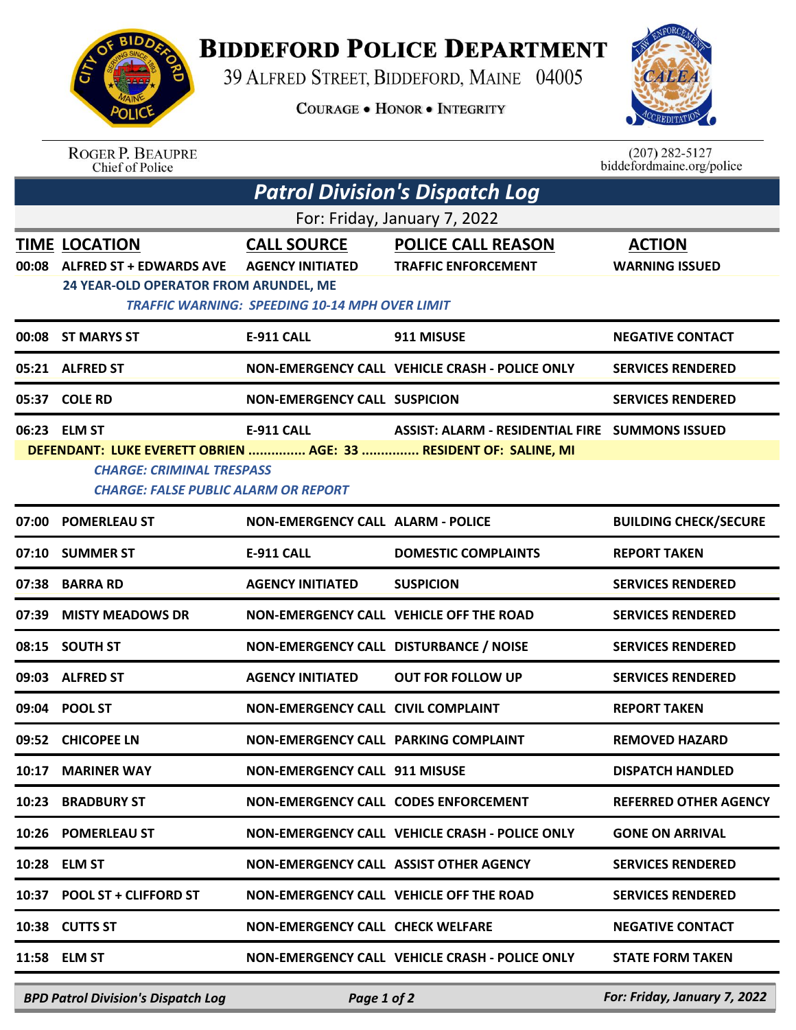# BIDDEFORD POLICE DEPARTMENT

39 ALFRED STREET, BIDDEFORD, MAINE 04005

COURAGE • HONOR • INTEGRITY

ROGER P. BEAUPRE
Chief of Police

(207) 282-5127
biddefordmaine.org/police

## Patrol Division's Dispatch Log

For: Friday, January 7, 2022

| TIME | LOCATION | CALL SOURCE | POLICE CALL REASON | ACTION |
|---|---|---|---|---|
| 00:08 | ALFRED ST + EDWARDS AVE | AGENCY INITIATED | TRAFFIC ENFORCEMENT | WARNING ISSUED |
| | 24 YEAR-OLD OPERATOR FROM ARUNDEL, ME<br>*TRAFFIC WARNING: SPEEDING 10-14 MPH OVER LIMIT* | | | |
| 00:08 | ST MARYS ST | E-911 CALL | 911 MISUSE | NEGATIVE CONTACT |
| 05:21 | ALFRED ST | NON-EMERGENCY CALL | VEHICLE CRASH - POLICE ONLY | SERVICES RENDERED |
| 05:37 | COLE RD | NON-EMERGENCY CALL | SUSPICION | SERVICES RENDERED |
| 06:23 | ELM ST | E-911 CALL | ASSIST: ALARM - RESIDENTIAL FIRE | SUMMONS ISSUED |
| | DEFENDANT: LUKE EVERETT OBRIEN ............... AGE: 33 ............... RESIDENT OF: SALINE, MI<br>*CHARGE: CRIMINAL TRESPASS*<br>*CHARGE: FALSE PUBLIC ALARM OR REPORT* | | | |
| 07:00 | POMERLEAU ST | NON-EMERGENCY CALL | ALARM - POLICE | BUILDING CHECK/SECURE |
| 07:10 | SUMMER ST | E-911 CALL | DOMESTIC COMPLAINTS | REPORT TAKEN |
| 07:38 | BARRA RD | AGENCY INITIATED | SUSPICION | SERVICES RENDERED |
| 07:39 | MISTY MEADOWS DR | NON-EMERGENCY CALL | VEHICLE OFF THE ROAD | SERVICES RENDERED |
| 08:15 | SOUTH ST | NON-EMERGENCY CALL | DISTURBANCE / NOISE | SERVICES RENDERED |
| 09:03 | ALFRED ST | AGENCY INITIATED | OUT FOR FOLLOW UP | SERVICES RENDERED |
| 09:04 | POOL ST | NON-EMERGENCY CALL | CIVIL COMPLAINT | REPORT TAKEN |
| 09:52 | CHICOPEE LN | NON-EMERGENCY CALL | PARKING COMPLAINT | REMOVED HAZARD |
| 10:17 | MARINER WAY | NON-EMERGENCY CALL | 911 MISUSE | DISPATCH HANDLED |
| 10:23 | BRADBURY ST | NON-EMERGENCY CALL | CODES ENFORCEMENT | REFERRED OTHER AGENCY |
| 10:26 | POMERLEAU ST | NON-EMERGENCY CALL | VEHICLE CRASH - POLICE ONLY | GONE ON ARRIVAL |
| 10:28 | ELM ST | NON-EMERGENCY CALL | ASSIST OTHER AGENCY | SERVICES RENDERED |
| 10:37 | POOL ST + CLIFFORD ST | NON-EMERGENCY CALL | VEHICLE OFF THE ROAD | SERVICES RENDERED |
| 10:38 | CUTTS ST | NON-EMERGENCY CALL | CHECK WELFARE | NEGATIVE CONTACT |
| 11:58 | ELM ST | NON-EMERGENCY CALL | VEHICLE CRASH - POLICE ONLY | STATE FORM TAKEN |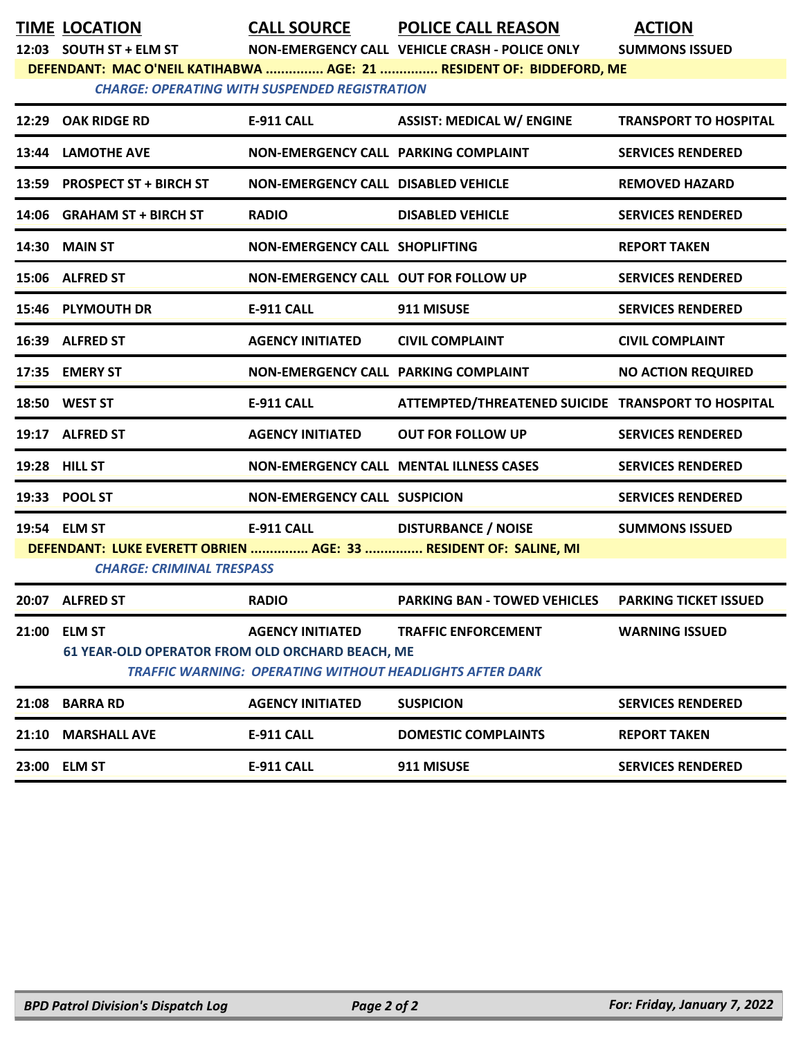| TIME | LOCATION | CALL SOURCE | POLICE CALL REASON | ACTION |
|---|---|---|---|---|
| 12:03 | SOUTH ST + ELM ST | NON-EMERGENCY CALL | VEHICLE CRASH - POLICE ONLY | SUMMONS ISSUED |
| | DEFENDANT: MAC O'NEIL KATIHABWA ............... AGE: 21 ............... RESIDENT OF: BIDDEFORD, ME | | | |
| | *CHARGE: OPERATING WITH SUSPENDED REGISTRATION* | | | |
| 12:29 | OAK RIDGE RD | E-911 CALL | ASSIST: MEDICAL W/ ENGINE | TRANSPORT TO HOSPITAL |
| 13:44 | LAMOTHE AVE | NON-EMERGENCY CALL | PARKING COMPLAINT | SERVICES RENDERED |
| 13:59 | PROSPECT ST + BIRCH ST | NON-EMERGENCY CALL | DISABLED VEHICLE | REMOVED HAZARD |
| 14:06 | GRAHAM ST + BIRCH ST | RADIO | DISABLED VEHICLE | SERVICES RENDERED |
| 14:30 | MAIN ST | NON-EMERGENCY CALL | SHOPLIFTING | REPORT TAKEN |
| 15:06 | ALFRED ST | NON-EMERGENCY CALL | OUT FOR FOLLOW UP | SERVICES RENDERED |
| 15:46 | PLYMOUTH DR | E-911 CALL | 911 MISUSE | SERVICES RENDERED |
| 16:39 | ALFRED ST | AGENCY INITIATED | CIVIL COMPLAINT | CIVIL COMPLAINT |
| 17:35 | EMERY ST | NON-EMERGENCY CALL | PARKING COMPLAINT | NO ACTION REQUIRED |
| 18:50 | WEST ST | E-911 CALL | ATTEMPTED/THREATENED SUICIDE | TRANSPORT TO HOSPITAL |
| 19:17 | ALFRED ST | AGENCY INITIATED | OUT FOR FOLLOW UP | SERVICES RENDERED |
| 19:28 | HILL ST | NON-EMERGENCY CALL | MENTAL ILLNESS CASES | SERVICES RENDERED |
| 19:33 | POOL ST | NON-EMERGENCY CALL | SUSPICION | SERVICES RENDERED |
| 19:54 | ELM ST | E-911 CALL | DISTURBANCE / NOISE | SUMMONS ISSUED |
| | DEFENDANT: LUKE EVERETT OBRIEN ............... AGE: 33 ............... RESIDENT OF: SALINE, MI | | | |
| | *CHARGE: CRIMINAL TRESPASS* | | | |
| 20:07 | ALFRED ST | RADIO | PARKING BAN - TOWED VEHICLES | PARKING TICKET ISSUED |
| 21:00 | ELM ST | AGENCY INITIATED | TRAFFIC ENFORCEMENT | WARNING ISSUED |
| | 61 YEAR-OLD OPERATOR FROM OLD ORCHARD BEACH, ME | | | |
| | *TRAFFIC WARNING: OPERATING WITHOUT HEADLIGHTS AFTER DARK* | | | |
| 21:08 | BARRA RD | AGENCY INITIATED | SUSPICION | SERVICES RENDERED |
| 21:10 | MARSHALL AVE | E-911 CALL | DOMESTIC COMPLAINTS | REPORT TAKEN |
| 23:00 | ELM ST | E-911 CALL | 911 MISUSE | SERVICES RENDERED |